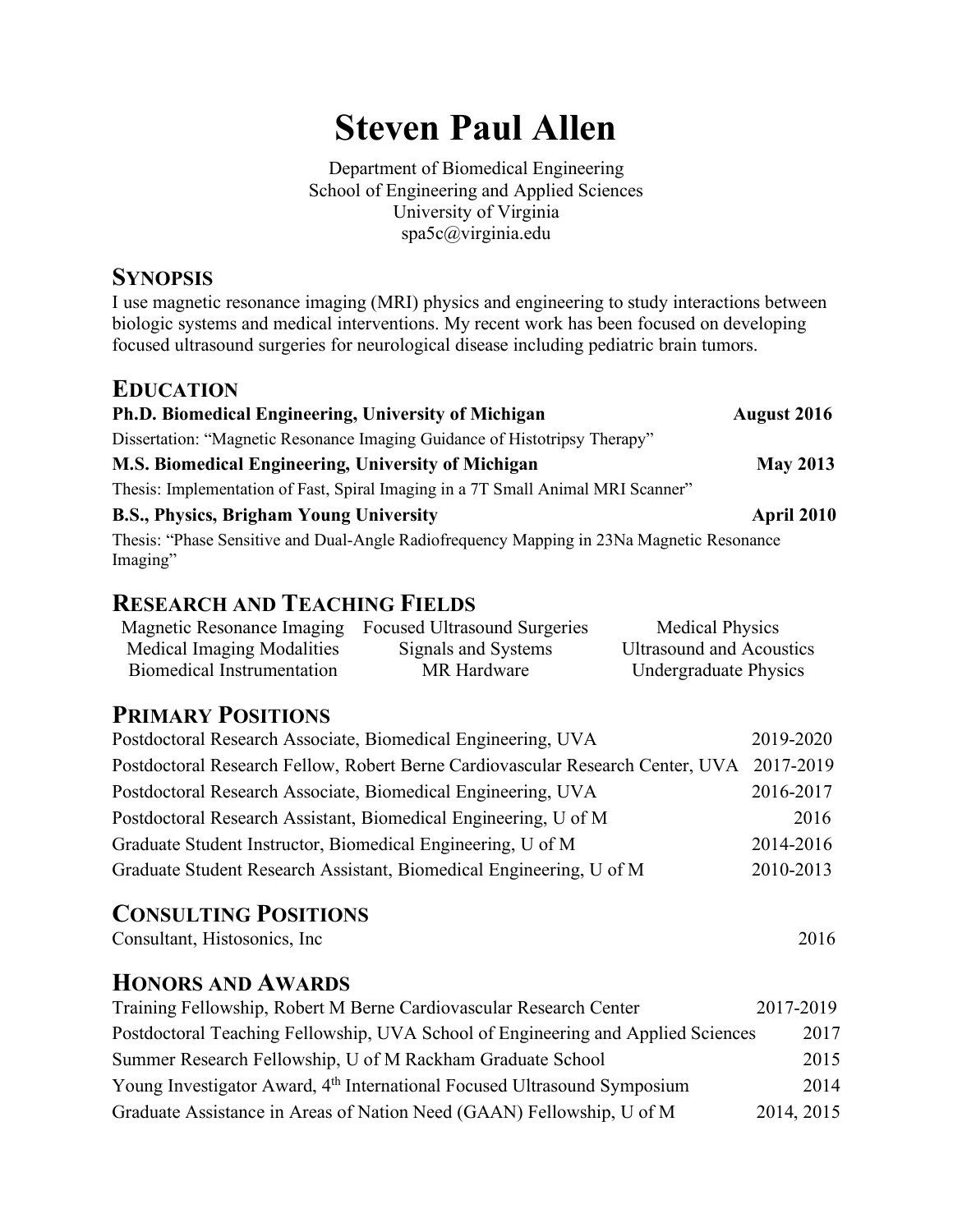# Steven Paul Allen

Department of Biomedical Engineering
School of Engineering and Applied Sciences
University of Virginia
spa5c@virginia.edu

## SYNOPSIS

I use magnetic resonance imaging (MRI) physics and engineering to study interactions between biologic systems and medical interventions. My recent work has been focused on developing focused ultrasound surgeries for neurological disease including pediatric brain tumors.

## EDUCATION

**Ph.D. Biomedical Engineering, University of Michigan** — **August 2016**
Dissertation: "Magnetic Resonance Imaging Guidance of Histotripsy Therapy"

**M.S. Biomedical Engineering, University of Michigan** — **May 2013**
Thesis: Implementation of Fast, Spiral Imaging in a 7T Small Animal MRI Scanner"

**B.S., Physics, Brigham Young University** — **April 2010**
Thesis: "Phase Sensitive and Dual-Angle Radiofrequency Mapping in 23Na Magnetic Resonance Imaging"

## RESEARCH AND TEACHING FIELDS

| | | |
|---|---|---|
| Magnetic Resonance Imaging | Focused Ultrasound Surgeries | Medical Physics |
| Medical Imaging Modalities | Signals and Systems | Ultrasound and Acoustics |
| Biomedical Instrumentation | MR Hardware | Undergraduate Physics |

## PRIMARY POSITIONS

| | |
|---|---|
| Postdoctoral Research Associate, Biomedical Engineering, UVA | 2019-2020 |
| Postdoctoral Research Fellow, Robert Berne Cardiovascular Research Center, UVA | 2017-2019 |
| Postdoctoral Research Associate, Biomedical Engineering, UVA | 2016-2017 |
| Postdoctoral Research Assistant, Biomedical Engineering, U of M | 2016 |
| Graduate Student Instructor, Biomedical Engineering, U of M | 2014-2016 |
| Graduate Student Research Assistant, Biomedical Engineering, U of M | 2010-2013 |

## CONSULTING POSITIONS

| | |
|---|---|
| Consultant, Histosonics, Inc | 2016 |

## HONORS AND AWARDS

| | |
|---|---|
| Training Fellowship, Robert M Berne Cardiovascular Research Center | 2017-2019 |
| Postdoctoral Teaching Fellowship, UVA School of Engineering and Applied Sciences | 2017 |
| Summer Research Fellowship, U of M Rackham Graduate School | 2015 |
| Young Investigator Award, 4th International Focused Ultrasound Symposium | 2014 |
| Graduate Assistance in Areas of Nation Need (GAAN) Fellowship, U of M | 2014, 2015 |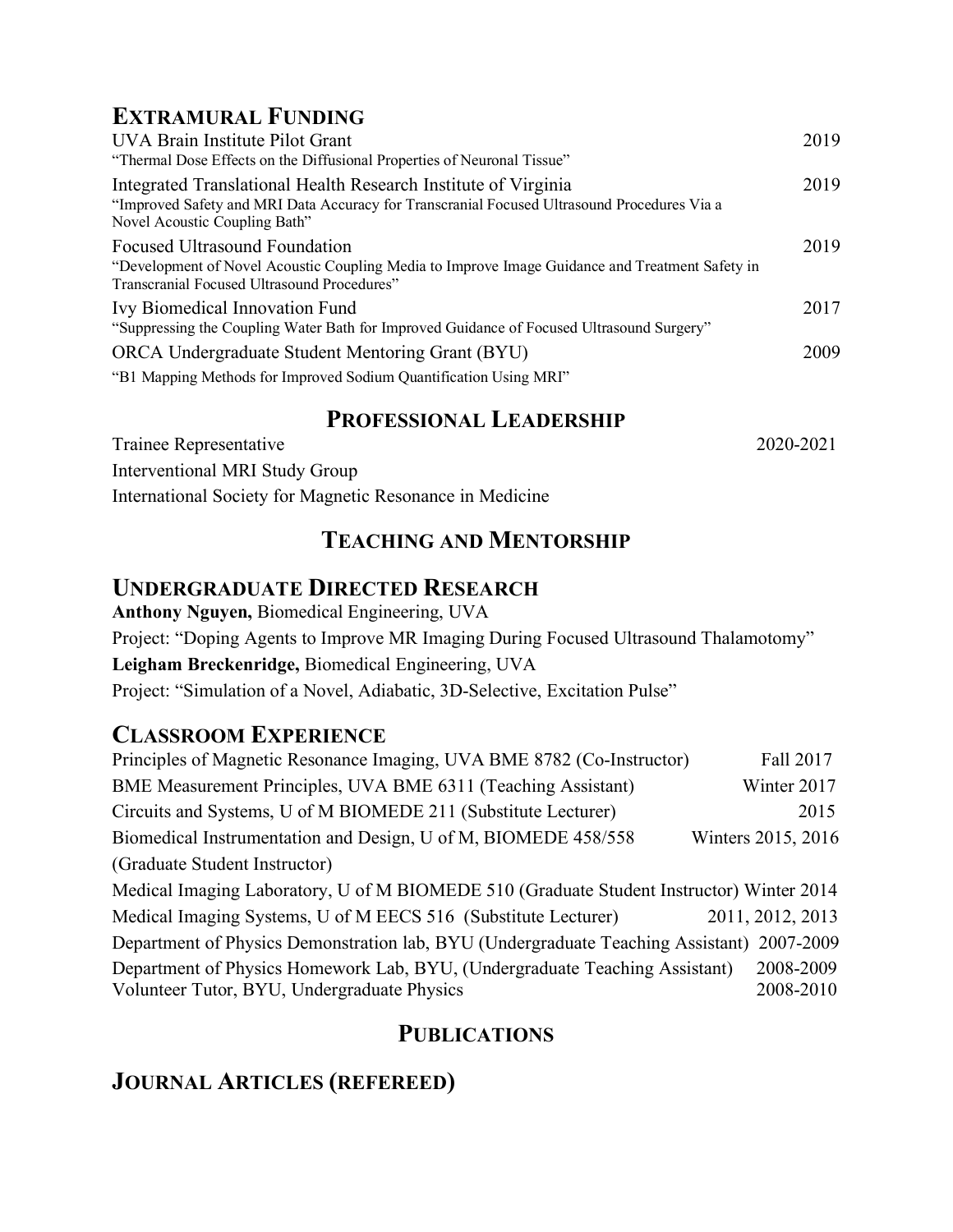## EXTRAMURAL FUNDING

UVA Brain Institute Pilot Grant — 2019
"Thermal Dose Effects on the Diffusional Properties of Neuronal Tissue"

Integrated Translational Health Research Institute of Virginia — 2019
"Improved Safety and MRI Data Accuracy for Transcranial Focused Ultrasound Procedures Via a Novel Acoustic Coupling Bath"

Focused Ultrasound Foundation — 2019
"Development of Novel Acoustic Coupling Media to Improve Image Guidance and Treatment Safety in Transcranial Focused Ultrasound Procedures"

Ivy Biomedical Innovation Fund — 2017
"Suppressing the Coupling Water Bath for Improved Guidance of Focused Ultrasound Surgery"

ORCA Undergraduate Student Mentoring Grant (BYU) — 2009
"B1 Mapping Methods for Improved Sodium Quantification Using MRI"

## PROFESSIONAL LEADERSHIP

Trainee Representative — 2020-2021
Interventional MRI Study Group
International Society for Magnetic Resonance in Medicine

## TEACHING AND MENTORSHIP

## UNDERGRADUATE DIRECTED RESEARCH

**Anthony Nguyen,** Biomedical Engineering, UVA
Project: "Doping Agents to Improve MR Imaging During Focused Ultrasound Thalamotomy"

**Leigham Breckenridge,** Biomedical Engineering, UVA
Project: "Simulation of a Novel, Adiabatic, 3D-Selective, Excitation Pulse"

## CLASSROOM EXPERIENCE

Principles of Magnetic Resonance Imaging, UVA BME 8782 (Co-Instructor) — Fall 2017
BME Measurement Principles, UVA BME 6311 (Teaching Assistant) — Winter 2017
Circuits and Systems, U of M BIOMEDE 211 (Substitute Lecturer) — 2015
Biomedical Instrumentation and Design, U of M, BIOMEDE 458/558 (Graduate Student Instructor) — Winters 2015, 2016
Medical Imaging Laboratory, U of M BIOMEDE 510 (Graduate Student Instructor) — Winter 2014
Medical Imaging Systems, U of M EECS 516 (Substitute Lecturer) — 2011, 2012, 2013
Department of Physics Demonstration lab, BYU (Undergraduate Teaching Assistant) — 2007-2009
Department of Physics Homework Lab, BYU, (Undergraduate Teaching Assistant) — 2008-2009
Volunteer Tutor, BYU, Undergraduate Physics — 2008-2010

## PUBLICATIONS

## JOURNAL ARTICLES (REFEREED)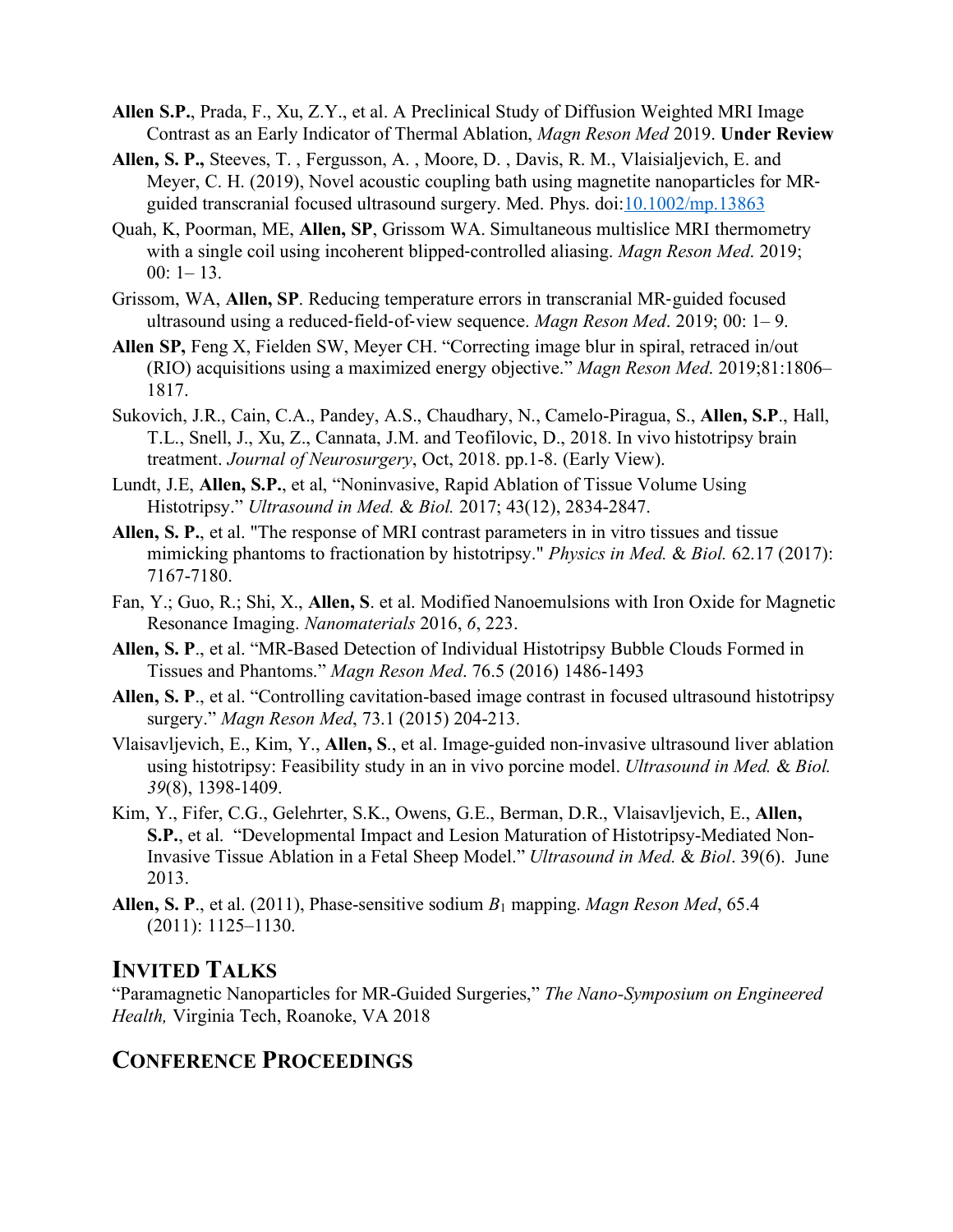**Allen S.P.**, Prada, F., Xu, Z.Y., et al. A Preclinical Study of Diffusion Weighted MRI Image Contrast as an Early Indicator of Thermal Ablation, *Magn Reson Med* 2019. **Under Review**

**Allen, S. P.,** Steeves, T. , Fergusson, A. , Moore, D. , Davis, R. M., Vlaisialjevich, E. and Meyer, C. H. (2019), Novel acoustic coupling bath using magnetite nanoparticles for MR-guided transcranial focused ultrasound surgery. Med. Phys. doi:[10.1002/mp.13863](https://doi.org/10.1002/mp.13863)

Quah, K, Poorman, ME, **Allen, SP**, Grissom WA. Simultaneous multislice MRI thermometry with a single coil using incoherent blipped‐controlled aliasing. *Magn Reson Med*. 2019; 00: 1– 13.

Grissom, WA, **Allen, SP**. Reducing temperature errors in transcranial MR‐guided focused ultrasound using a reduced‐field‐of‐view sequence. *Magn Reson Med*. 2019; 00: 1– 9.

**Allen SP,** Feng X, Fielden SW, Meyer CH. "Correcting image blur in spiral, retraced in/out (RIO) acquisitions using a maximized energy objective." *Magn Reson Med*. 2019;81:1806–1817.

Sukovich, J.R., Cain, C.A., Pandey, A.S., Chaudhary, N., Camelo-Piragua, S., **Allen, S.P**., Hall, T.L., Snell, J., Xu, Z., Cannata, J.M. and Teofilovic, D., 2018. In vivo histotripsy brain treatment. *Journal of Neurosurgery*, Oct, 2018. pp.1-8. (Early View).

Lundt, J.E, **Allen, S.P.**, et al, "Noninvasive, Rapid Ablation of Tissue Volume Using Histotripsy." *Ultrasound in Med.* & *Biol.* 2017; 43(12), 2834-2847.

**Allen, S. P.**, et al. "The response of MRI contrast parameters in in vitro tissues and tissue mimicking phantoms to fractionation by histotripsy." *Physics in Med.* & *Biol.* 62.17 (2017): 7167-7180.

Fan, Y.; Guo, R.; Shi, X., **Allen, S**. et al. Modified Nanoemulsions with Iron Oxide for Magnetic Resonance Imaging. *Nanomaterials* 2016, *6*, 223.

**Allen, S. P**., et al. "MR-Based Detection of Individual Histotripsy Bubble Clouds Formed in Tissues and Phantoms." *Magn Reson Med*. 76.5 (2016) 1486-1493

**Allen, S. P**., et al. "Controlling cavitation-based image contrast in focused ultrasound histotripsy surgery." *Magn Reson Med*, 73.1 (2015) 204-213.

Vlaisavljevich, E., Kim, Y., **Allen, S**., et al. Image-guided non-invasive ultrasound liver ablation using histotripsy: Feasibility study in an in vivo porcine model. *Ultrasound in Med.* & *Biol.* *39*(8), 1398-1409.

Kim, Y., Fifer, C.G., Gelehrter, S.K., Owens, G.E., Berman, D.R., Vlaisavljevich, E., **Allen, S.P.**, et al. "Developmental Impact and Lesion Maturation of Histotripsy-Mediated Non-Invasive Tissue Ablation in a Fetal Sheep Model." *Ultrasound in Med.* & *Biol*. 39(6). June 2013.

**Allen, S. P**., et al. (2011), Phase-sensitive sodium $B_1$ mapping. *Magn Reson Med*, 65.4 (2011): 1125–1130.

## Invited Talks

"Paramagnetic Nanoparticles for MR-Guided Surgeries," *The Nano-Symposium on Engineered Health,* Virginia Tech, Roanoke, VA 2018

## Conference Proceedings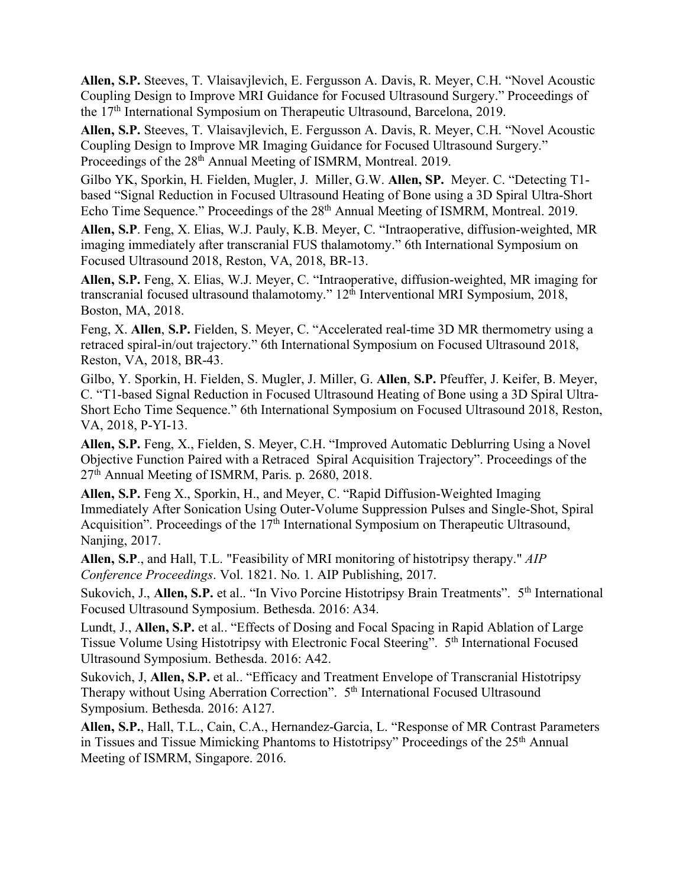**Allen, S.P.** Steeves, T. Vlaisavjlevich, E. Fergusson A. Davis, R. Meyer, C.H. “Novel Acoustic Coupling Design to Improve MRI Guidance for Focused Ultrasound Surgery.” Proceedings of the 17th International Symposium on Therapeutic Ultrasound, Barcelona, 2019.

**Allen, S.P.** Steeves, T. Vlaisavjlevich, E. Fergusson A. Davis, R. Meyer, C.H. “Novel Acoustic Coupling Design to Improve MR Imaging Guidance for Focused Ultrasound Surgery.” Proceedings of the 28th Annual Meeting of ISMRM, Montreal. 2019.

Gilbo YK, Sporkin, H. Fielden, Mugler, J. Miller, G.W. **Allen, SP.** Meyer. C. “Detecting T1-based “Signal Reduction in Focused Ultrasound Heating of Bone using a 3D Spiral Ultra-Short Echo Time Sequence.” Proceedings of the 28th Annual Meeting of ISMRM, Montreal. 2019.

**Allen, S.P**. Feng, X. Elias, W.J. Pauly, K.B. Meyer, C. “Intraoperative, diffusion-weighted, MR imaging immediately after transcranial FUS thalamotomy.” 6th International Symposium on Focused Ultrasound 2018, Reston, VA, 2018, BR-13.

**Allen, S.P.** Feng, X. Elias, W.J. Meyer, C. “Intraoperative, diffusion-weighted, MR imaging for transcranial focused ultrasound thalamotomy.” 12th Interventional MRI Symposium, 2018, Boston, MA, 2018.

Feng, X. **Allen**, **S.P.** Fielden, S. Meyer, C. “Accelerated real-time 3D MR thermometry using a retraced spiral-in/out trajectory.” 6th International Symposium on Focused Ultrasound 2018, Reston, VA, 2018, BR-43.

Gilbo, Y. Sporkin, H. Fielden, S. Mugler, J. Miller, G. **Allen**, **S.P.** Pfeuffer, J. Keifer, B. Meyer, C. “T1-based Signal Reduction in Focused Ultrasound Heating of Bone using a 3D Spiral Ultra-Short Echo Time Sequence.” 6th International Symposium on Focused Ultrasound 2018, Reston, VA, 2018, P-YI-13.

**Allen, S.P.** Feng, X., Fielden, S. Meyer, C.H. “Improved Automatic Deblurring Using a Novel Objective Function Paired with a Retraced Spiral Acquisition Trajectory”. Proceedings of the 27th Annual Meeting of ISMRM, Paris. p. 2680, 2018.

**Allen, S.P.** Feng X., Sporkin, H., and Meyer, C. “Rapid Diffusion-Weighted Imaging Immediately After Sonication Using Outer-Volume Suppression Pulses and Single-Shot, Spiral Acquisition”. Proceedings of the 17th International Symposium on Therapeutic Ultrasound, Nanjing, 2017.

**Allen, S.P**., and Hall, T.L. "Feasibility of MRI monitoring of histotripsy therapy." *AIP Conference Proceedings*. Vol. 1821. No. 1. AIP Publishing, 2017.

Sukovich, J., **Allen, S.P.** et al.. “In Vivo Porcine Histotripsy Brain Treatments”. 5th International Focused Ultrasound Symposium. Bethesda. 2016: A34.

Lundt, J., **Allen, S.P.** et al.. “Effects of Dosing and Focal Spacing in Rapid Ablation of Large Tissue Volume Using Histotripsy with Electronic Focal Steering”. 5th International Focused Ultrasound Symposium. Bethesda. 2016: A42.

Sukovich, J, **Allen, S.P.** et al.. “Efficacy and Treatment Envelope of Transcranial Histotripsy Therapy without Using Aberration Correction”. 5th International Focused Ultrasound Symposium. Bethesda. 2016: A127.

**Allen, S.P.**, Hall, T.L., Cain, C.A., Hernandez-Garcia, L. “Response of MR Contrast Parameters in Tissues and Tissue Mimicking Phantoms to Histotripsy” Proceedings of the 25th Annual Meeting of ISMRM, Singapore. 2016.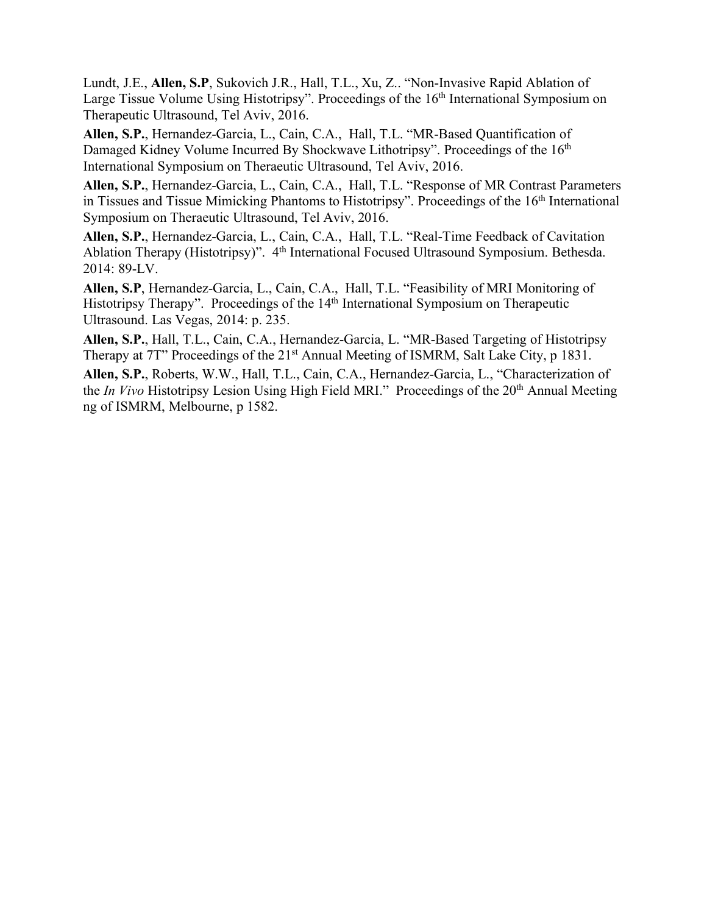Lundt, J.E., **Allen, S.P**, Sukovich J.R., Hall, T.L., Xu, Z.. "Non-Invasive Rapid Ablation of Large Tissue Volume Using Histotripsy". Proceedings of the 16th International Symposium on Therapeutic Ultrasound, Tel Aviv, 2016.

**Allen, S.P.**, Hernandez-Garcia, L., Cain, C.A., Hall, T.L. "MR-Based Quantification of Damaged Kidney Volume Incurred By Shockwave Lithotripsy". Proceedings of the 16th International Symposium on Theraeutic Ultrasound, Tel Aviv, 2016.

**Allen, S.P.**, Hernandez-Garcia, L., Cain, C.A., Hall, T.L. "Response of MR Contrast Parameters in Tissues and Tissue Mimicking Phantoms to Histotripsy". Proceedings of the 16th International Symposium on Theraeutic Ultrasound, Tel Aviv, 2016.

**Allen, S.P.**, Hernandez-Garcia, L., Cain, C.A., Hall, T.L. "Real-Time Feedback of Cavitation Ablation Therapy (Histotripsy)". 4th International Focused Ultrasound Symposium. Bethesda. 2014: 89-LV.

**Allen, S.P**, Hernandez-Garcia, L., Cain, C.A., Hall, T.L. "Feasibility of MRI Monitoring of Histotripsy Therapy". Proceedings of the 14th International Symposium on Therapeutic Ultrasound. Las Vegas, 2014: p. 235.

**Allen, S.P.**, Hall, T.L., Cain, C.A., Hernandez-Garcia, L. "MR-Based Targeting of Histotripsy Therapy at 7T" Proceedings of the 21st Annual Meeting of ISMRM, Salt Lake City, p 1831.

**Allen, S.P.**, Roberts, W.W., Hall, T.L., Cain, C.A., Hernandez-Garcia, L., "Characterization of the *In Vivo* Histotripsy Lesion Using High Field MRI." Proceedings of the 20th Annual Meeting ng of ISMRM, Melbourne, p 1582.